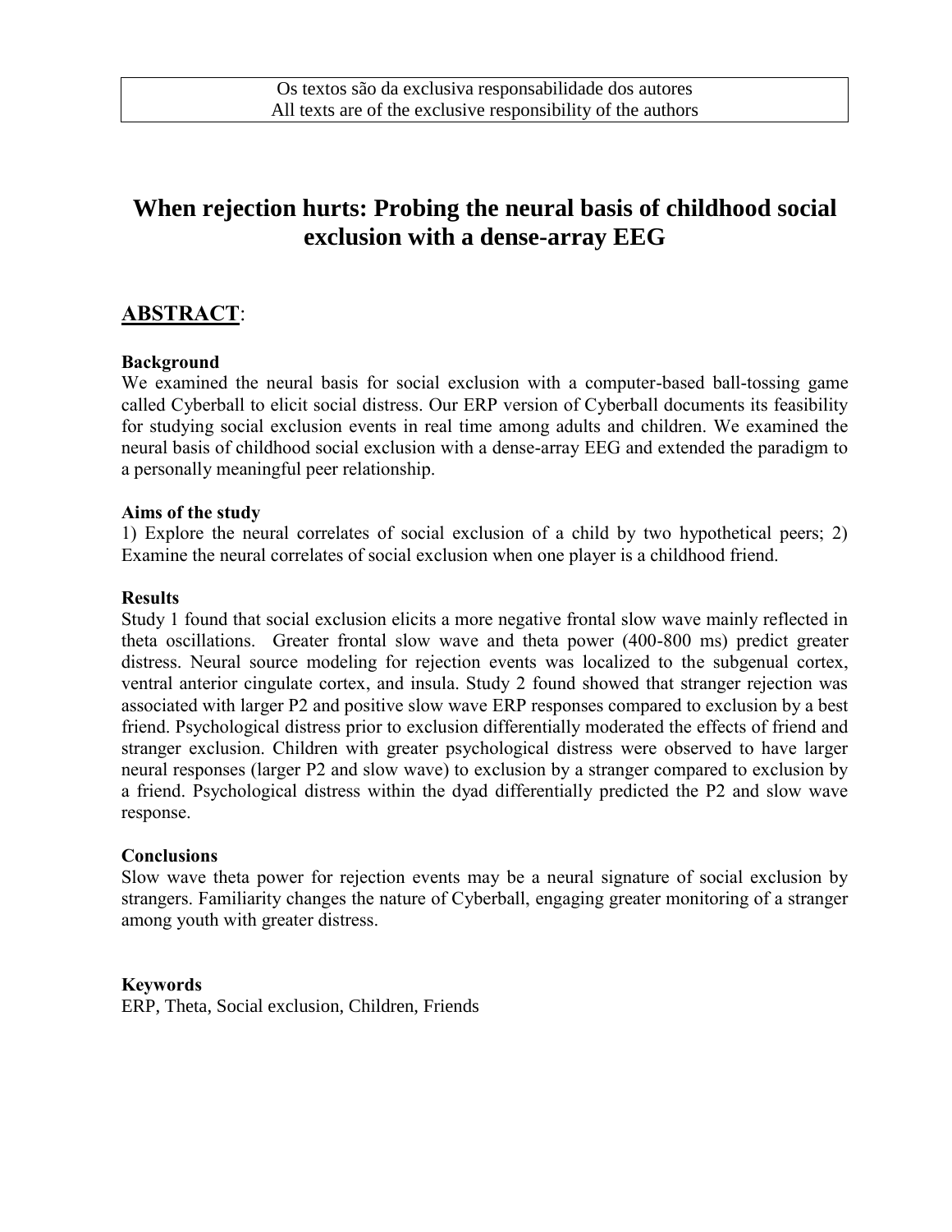Os textos são da exclusiva responsabilidade dos autores
All texts are of the exclusive responsibility of the authors

# When rejection hurts: Probing the neural basis of childhood social exclusion with a dense-array EEG

## ABSTRACT:

### Background

We examined the neural basis for social exclusion with a computer-based ball-tossing game called Cyberball to elicit social distress. Our ERP version of Cyberball documents its feasibility for studying social exclusion events in real time among adults and children. We examined the neural basis of childhood social exclusion with a dense-array EEG and extended the paradigm to a personally meaningful peer relationship.

### Aims of the study

1) Explore the neural correlates of social exclusion of a child by two hypothetical peers; 2) Examine the neural correlates of social exclusion when one player is a childhood friend.

### Results

Study 1 found that social exclusion elicits a more negative frontal slow wave mainly reflected in theta oscillations. Greater frontal slow wave and theta power (400-800 ms) predict greater distress. Neural source modeling for rejection events was localized to the subgenual cortex, ventral anterior cingulate cortex, and insula. Study 2 found showed that stranger rejection was associated with larger P2 and positive slow wave ERP responses compared to exclusion by a best friend. Psychological distress prior to exclusion differentially moderated the effects of friend and stranger exclusion. Children with greater psychological distress were observed to have larger neural responses (larger P2 and slow wave) to exclusion by a stranger compared to exclusion by a friend. Psychological distress within the dyad differentially predicted the P2 and slow wave response.

### Conclusions

Slow wave theta power for rejection events may be a neural signature of social exclusion by strangers. Familiarity changes the nature of Cyberball, engaging greater monitoring of a stranger among youth with greater distress.

### Keywords

ERP, Theta, Social exclusion, Children, Friends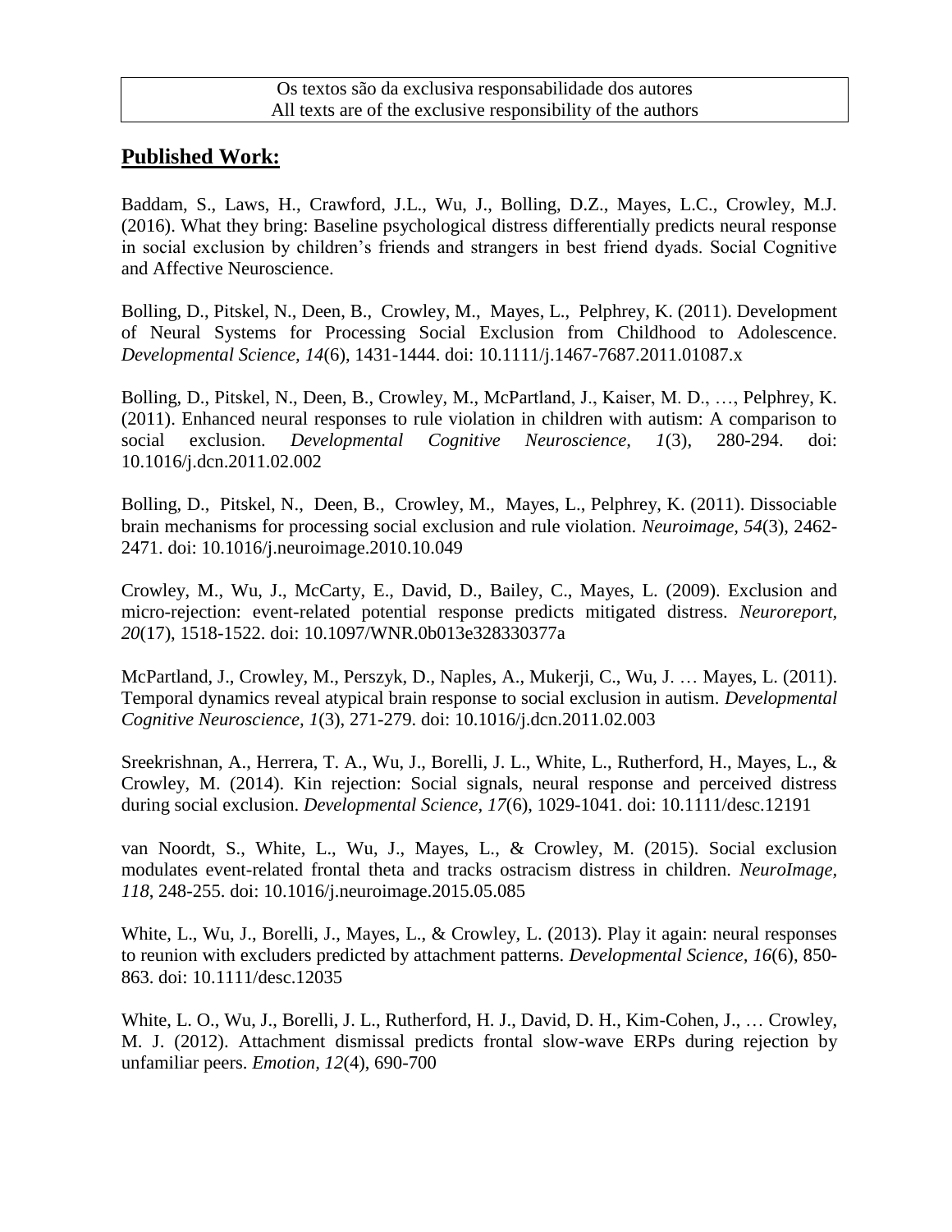Os textos são da exclusiva responsabilidade dos autores
All texts are of the exclusive responsibility of the authors

## **Published Work:**

Baddam, S., Laws, H., Crawford, J.L., Wu, J., Bolling, D.Z., Mayes, L.C., Crowley, M.J. (2016). What they bring: Baseline psychological distress differentially predicts neural response in social exclusion by children's friends and strangers in best friend dyads. Social Cognitive and Affective Neuroscience.

Bolling, D., Pitskel, N., Deen, B., Crowley, M., Mayes, L., Pelphrey, K. (2011). Development of Neural Systems for Processing Social Exclusion from Childhood to Adolescence. *Developmental Science, 14*(6), 1431-1444. doi: 10.1111/j.1467-7687.2011.01087.x

Bolling, D., Pitskel, N., Deen, B., Crowley, M., McPartland, J., Kaiser, M. D., …, Pelphrey, K. (2011). Enhanced neural responses to rule violation in children with autism: A comparison to social exclusion. *Developmental Cognitive Neuroscience, 1*(3), 280-294. doi: 10.1016/j.dcn.2011.02.002

Bolling, D., Pitskel, N., Deen, B., Crowley, M., Mayes, L., Pelphrey, K. (2011). Dissociable brain mechanisms for processing social exclusion and rule violation. *Neuroimage, 54*(3), 2462-2471. doi: 10.1016/j.neuroimage.2010.10.049

Crowley, M., Wu, J., McCarty, E., David, D., Bailey, C., Mayes, L. (2009). Exclusion and micro-rejection: event-related potential response predicts mitigated distress. *Neuroreport, 20*(17), 1518-1522. doi: 10.1097/WNR.0b013e328330377a

McPartland, J., Crowley, M., Perszyk, D., Naples, A., Mukerji, C., Wu, J. … Mayes, L. (2011). Temporal dynamics reveal atypical brain response to social exclusion in autism. *Developmental Cognitive Neuroscience, 1*(3), 271-279. doi: 10.1016/j.dcn.2011.02.003

Sreekrishnan, A., Herrera, T. A., Wu, J., Borelli, J. L., White, L., Rutherford, H., Mayes, L., & Crowley, M. (2014). Kin rejection: Social signals, neural response and perceived distress during social exclusion. *Developmental Science, 17*(6), 1029-1041. doi: 10.1111/desc.12191

van Noordt, S., White, L., Wu, J., Mayes, L., & Crowley, M. (2015). Social exclusion modulates event-related frontal theta and tracks ostracism distress in children. *NeuroImage, 118*, 248-255. doi: 10.1016/j.neuroimage.2015.05.085

White, L., Wu, J., Borelli, J., Mayes, L., & Crowley, L. (2013). Play it again: neural responses to reunion with excluders predicted by attachment patterns. *Developmental Science, 16*(6), 850-863. doi: 10.1111/desc.12035

White, L. O., Wu, J., Borelli, J. L., Rutherford, H. J., David, D. H., Kim-Cohen, J., … Crowley, M. J. (2012). Attachment dismissal predicts frontal slow-wave ERPs during rejection by unfamiliar peers. *Emotion, 12*(4), 690-700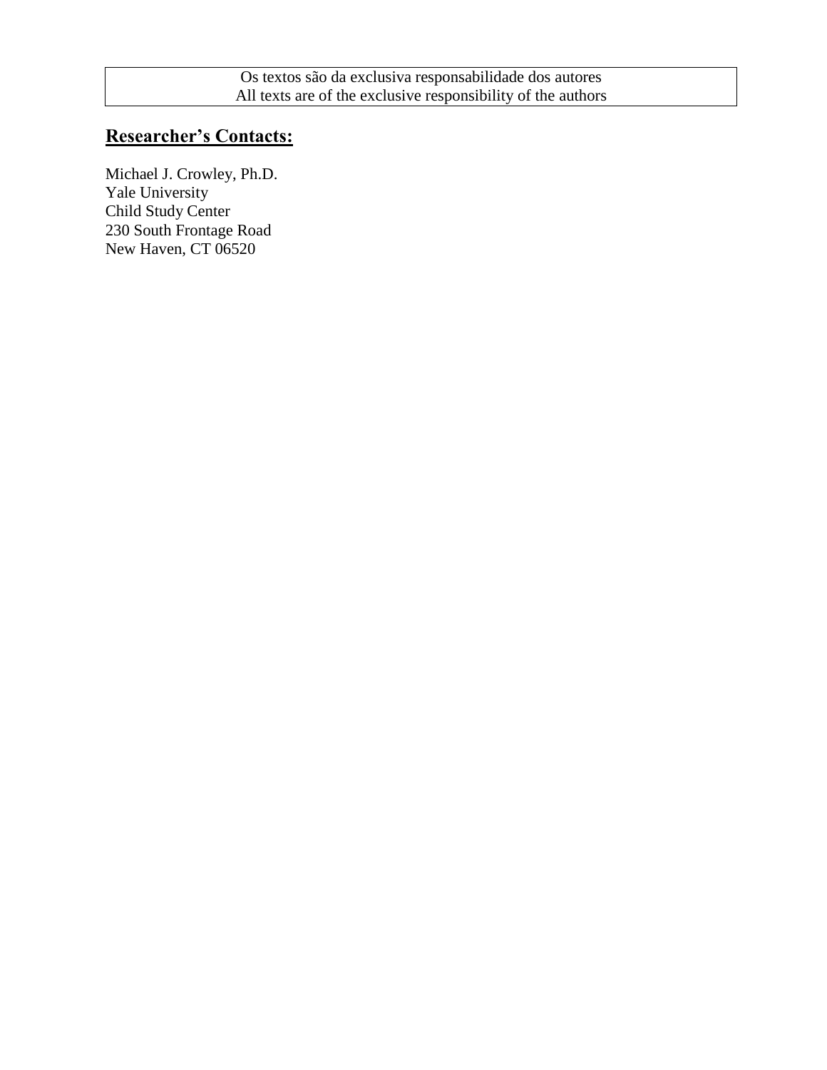Os textos são da exclusiva responsabilidade dos autores
All texts are of the exclusive responsibility of the authors

## **Researcher's Contacts:**

Michael J. Crowley, Ph.D.
Yale University
Child Study Center
230 South Frontage Road
New Haven, CT 06520